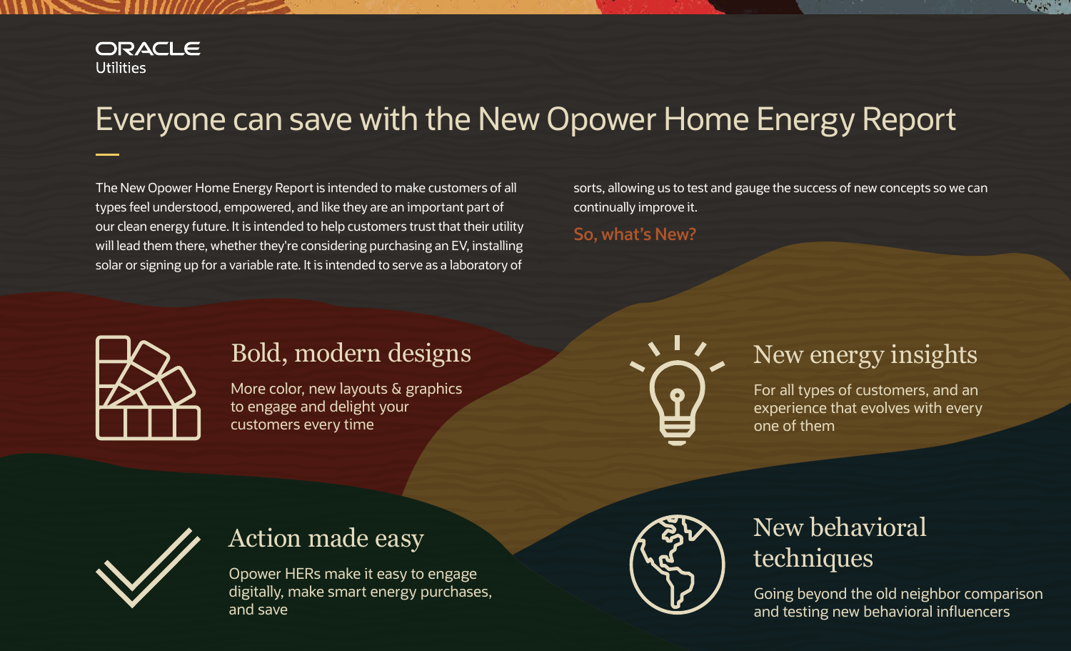ORACLE Utilities

# Everyone can save with the New Opower Home Energy Report

The New Opower Home Energy Report is intended to make customers of all types feel understood, empowered, and like they are an important part of our clean energy future. It is intended to help customers trust that their utility will lead them there, whether they're considering purchasing an EV, installing solar or signing up for a variable rate. It is intended to serve as a laboratory of sorts, allowing us to test and gauge the success of new concepts so we can continually improve it.

**So, what's New?**

## Bold, modern designs

More color, new layouts & graphics to engage and delight your customers every time

## New energy insights

For all types of customers, and an experience that evolves with every one of them

## Action made easy

Opower HERs make it easy to engage digitally, make smart energy purchases, and save

## New behavioral techniques

Going beyond the old neighbor comparison and testing new behavioral influencers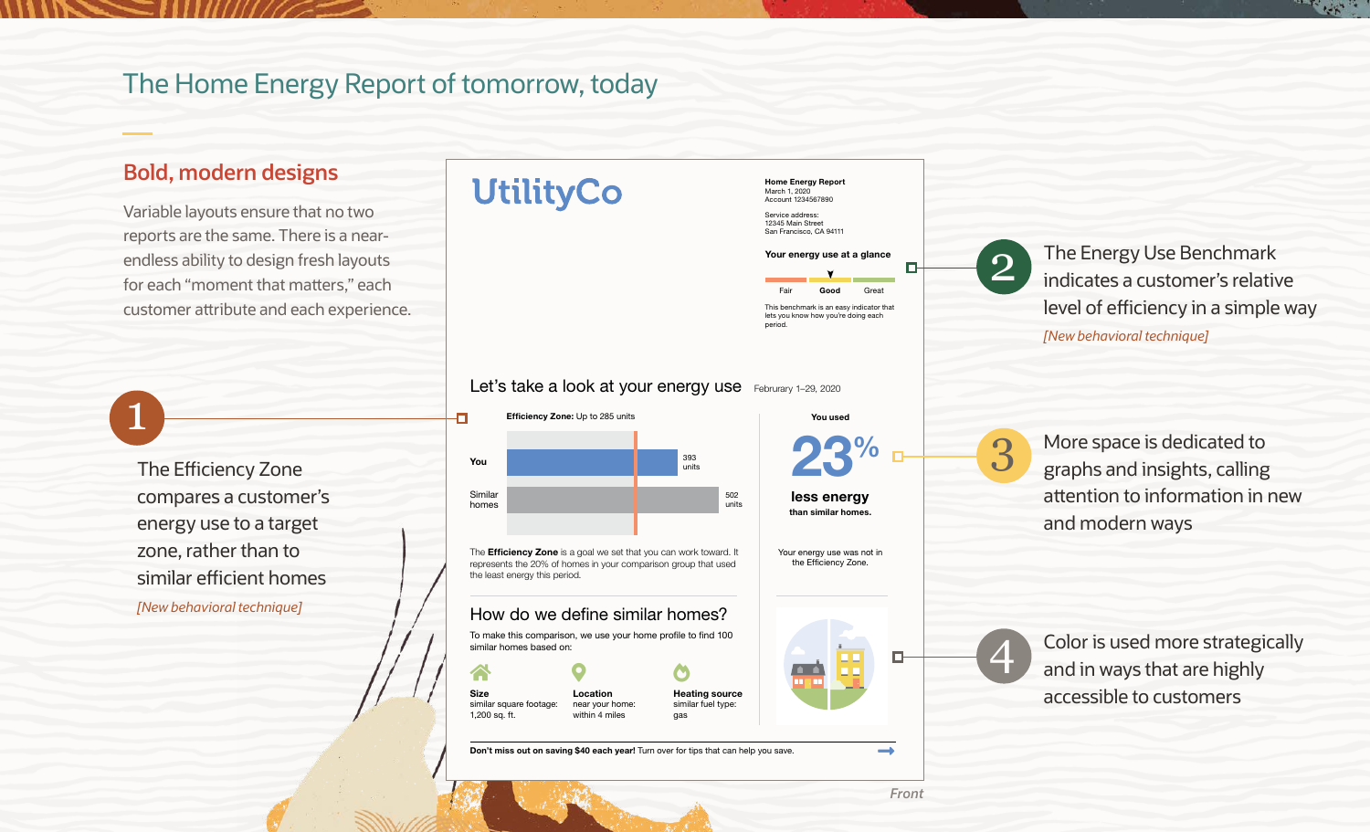## The Home Energy Report of tomorrow, today

### Bold, modern designs

Variable layouts ensure that no two reports are the same. There is a near-endless ability to design fresh layouts for each "moment that matters," each customer attribute and each experience.

**UtilityCo**

**Home Energy Report**
March 1, 2020
Account 1234567890

Service address:
12345 Main Street
San Francisco, CA 94111

**Your energy use at a glance**

Fair | **Good** | Great

This benchmark is an easy indicator that lets you know how you're doing each period.

### Let's take a look at your energy use

February 1–29, 2020

**Efficiency Zone:** Up to 285 units

| | |
|---|---|
| You | 393 units |
| Similar homes | 502 units |

The **Efficiency Zone** is a goal we set that you can work toward. It represents the 20% of homes in your comparison group that used the least energy this period.

You used

**23%**

**less energy**

**than similar homes.**

Your energy use was not in the Efficiency Zone.

### How do we define similar homes?

To make this comparison, we use your home profile to find 100 similar homes based on:

- **Size** similar square footage: 1,200 sq. ft.
- **Location** near your home: within 4 miles
- **Heating source** similar fuel type: gas

**Don't miss out on saving $40 each year!** Turn over for tips that can help you save.

*Front*

1. The Efficiency Zone compares a customer's energy use to a target zone, rather than to similar efficient homes *[New behavioral technique]*

2. The Energy Use Benchmark indicates a customer's relative level of efficiency in a simple way *[New behavioral technique]*

3. More space is dedicated to graphs and insights, calling attention to information in new and modern ways

4. Color is used more strategically and in ways that are highly accessible to customers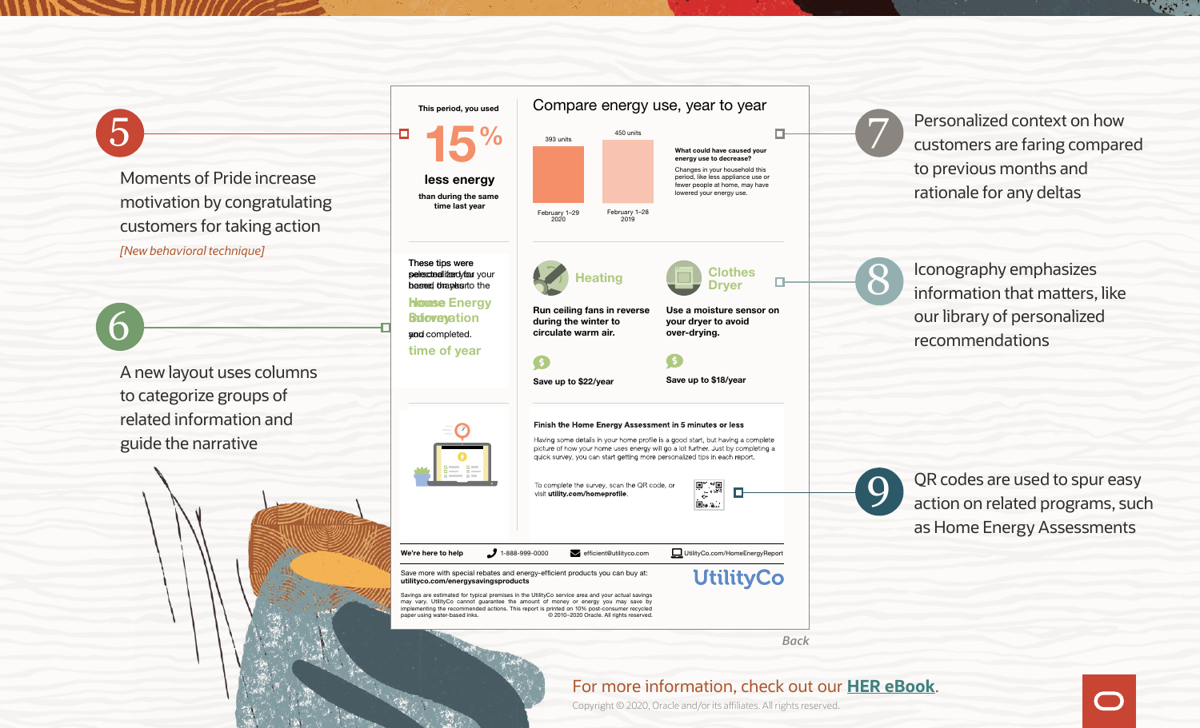5

Moments of Pride increase motivation by congratulating customers for taking action

*[New behavioral technique]*

6

A new layout uses columns to categorize groups of related information and guide the narrative

This period, you used

15%

less energy

than during the same time last year

These tips were selected for your home, thanks to the Home Energy Survey you completed.

Compare energy use, year to year

393 units

450 units

February 1–29 2020

February 1–28 2019

What could have caused your energy use to decrease?

Changes in your household this period, like less appliance use or fewer people at home, may have lowered your energy use.

Heating

Run ceiling fans in reverse during the winter to circulate warm air.

Save up to $22/year

Clothes Dryer

Use a moisture sensor on your dryer to avoid over-drying.

Save up to $18/year

Finish the Home Energy Assessment in 5 minutes or less

Having some details in your home profile is a good start, but having a complete picture of how your home uses energy will go a lot further. Just by completing a quick survey, you can start getting more personalized tips in each report.

To complete the survey, scan the QR code, or visit **utility.com/homeprofile**.

We're here to help 1-888-999-0000 efficient@utilityco.com UtilityCo.com/HomeEnergyReport

Save more with special rebates and energy-efficient products you can buy at: **utilityco.com/energysavingsproducts**

UtilityCo

Savings are estimated for typical premises in the UtilityCo service area and your actual savings may vary. UtilityCo cannot guarantee the amount of money or energy you may save by implementing the recommended actions. This report is printed on 10% post-consumer recycled paper using water-based inks. © 2010–2020 Oracle. All rights reserved.

*Back*

7

Personalized context on how customers are faring compared to previous months and rationale for any deltas

8

Iconography emphasizes information that matters, like our library of personalized recommendations

9

QR codes are used to spur easy action on related programs, such as Home Energy Assessments

For more information, check out our **HER eBook**.

Copyright © 2020, Oracle and/or its affiliates. All rights reserved.